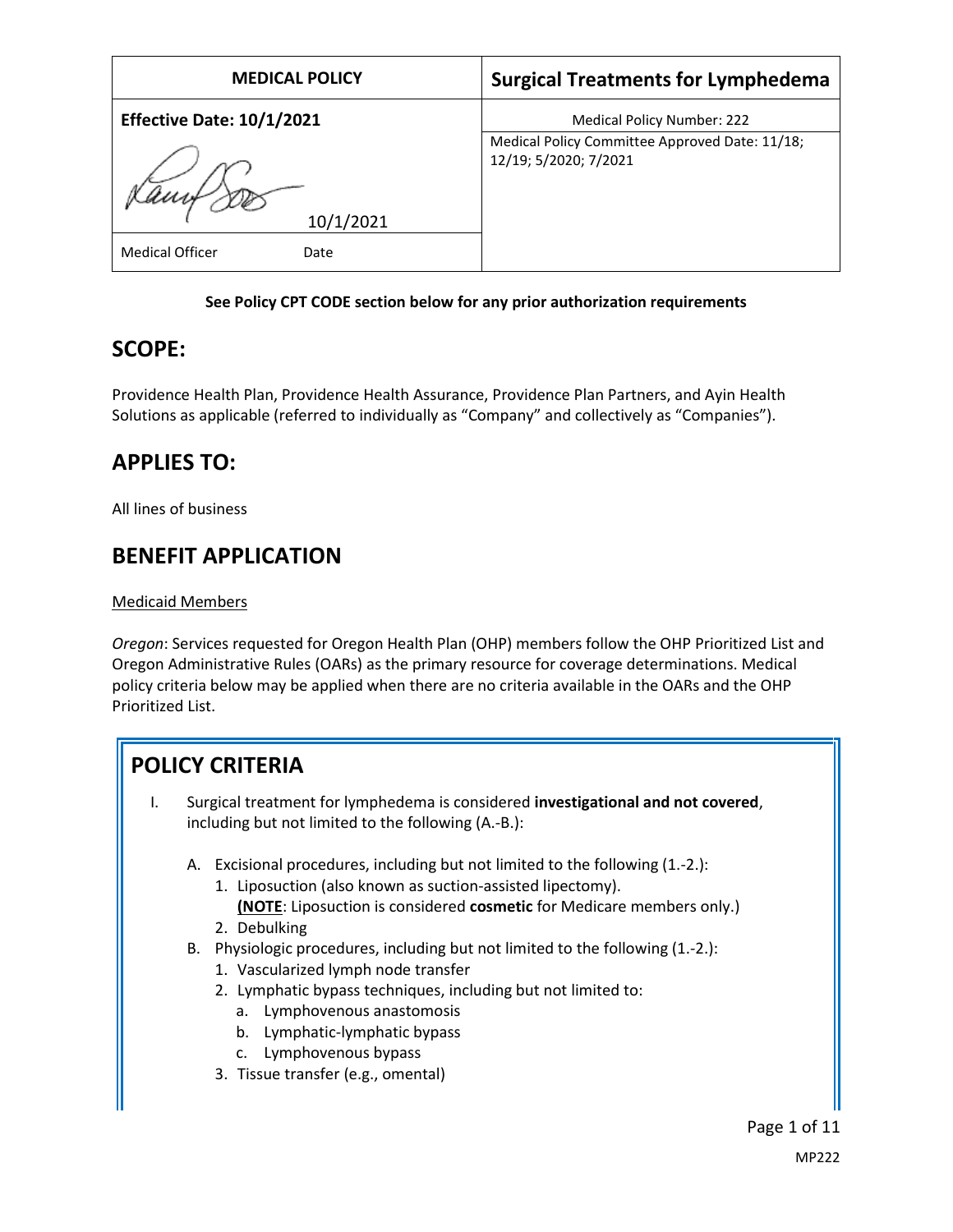| MEDICAL POLICY | Surgical Treatments for Lymphedema |
|---|---|
| **Effective Date: 10/1/2021** | Medical Policy Number: 222 |
| 10/1/2021 | Medical Policy Committee Approved Date: 11/18; 12/19; 5/2020; 7/2021 |
| Medical Officer Date | |

**See Policy CPT CODE section below for any prior authorization requirements**

## SCOPE:

Providence Health Plan, Providence Health Assurance, Providence Plan Partners, and Ayin Health Solutions as applicable (referred to individually as "Company" and collectively as "Companies").

## APPLIES TO:

All lines of business

## BENEFIT APPLICATION

Medicaid Members

*Oregon*: Services requested for Oregon Health Plan (OHP) members follow the OHP Prioritized List and Oregon Administrative Rules (OARs) as the primary resource for coverage determinations. Medical policy criteria below may be applied when there are no criteria available in the OARs and the OHP Prioritized List.

## POLICY CRITERIA

I. Surgical treatment for lymphedema is considered **investigational and not covered**, including but not limited to the following (A.-B.):

   A. Excisional procedures, including but not limited to the following (1.-2.):
      1. Liposuction (also known as suction-assisted lipectomy). **(NOTE**: Liposuction is considered **cosmetic** for Medicare members only.)
      2. Debulking

   B. Physiologic procedures, including but not limited to the following (1.-2.):
      1. Vascularized lymph node transfer
      2. Lymphatic bypass techniques, including but not limited to:
         a. Lymphovenous anastomosis
         b. Lymphatic-lymphatic bypass
         c. Lymphovenous bypass
      3. Tissue transfer (e.g., omental)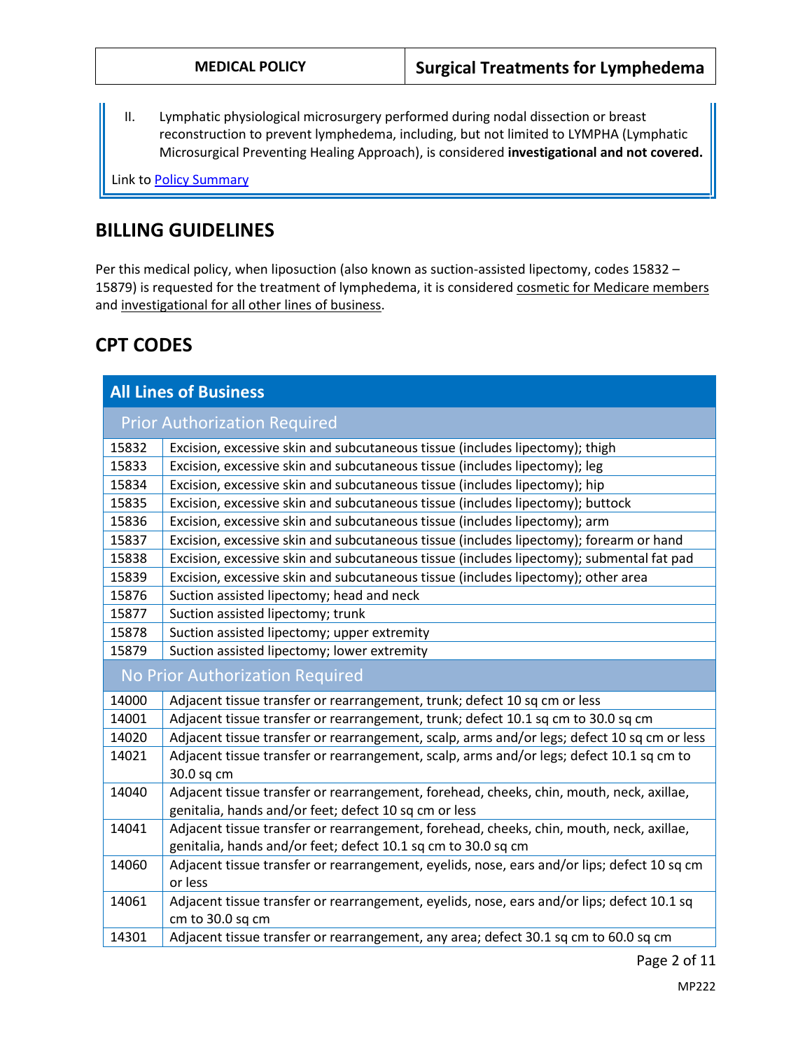II. Lymphatic physiological microsurgery performed during nodal dissection or breast reconstruction to prevent lymphedema, including, but not limited to LYMPHA (Lymphatic Microsurgical Preventing Healing Approach), is considered **investigational and not covered.**

Link to [Policy Summary](#)

## BILLING GUIDELINES

Per this medical policy, when liposuction (also known as suction-assisted lipectomy, codes 15832 – 15879) is requested for the treatment of lymphedema, it is considered cosmetic for Medicare members and investigational for all other lines of business.

## CPT CODES

| All Lines of Business | |
|---|---|
| **Prior Authorization Required** | |
| 15832 | Excision, excessive skin and subcutaneous tissue (includes lipectomy); thigh |
| 15833 | Excision, excessive skin and subcutaneous tissue (includes lipectomy); leg |
| 15834 | Excision, excessive skin and subcutaneous tissue (includes lipectomy); hip |
| 15835 | Excision, excessive skin and subcutaneous tissue (includes lipectomy); buttock |
| 15836 | Excision, excessive skin and subcutaneous tissue (includes lipectomy); arm |
| 15837 | Excision, excessive skin and subcutaneous tissue (includes lipectomy); forearm or hand |
| 15838 | Excision, excessive skin and subcutaneous tissue (includes lipectomy); submental fat pad |
| 15839 | Excision, excessive skin and subcutaneous tissue (includes lipectomy); other area |
| 15876 | Suction assisted lipectomy; head and neck |
| 15877 | Suction assisted lipectomy; trunk |
| 15878 | Suction assisted lipectomy; upper extremity |
| 15879 | Suction assisted lipectomy; lower extremity |
| **No Prior Authorization Required** | |
| 14000 | Adjacent tissue transfer or rearrangement, trunk; defect 10 sq cm or less |
| 14001 | Adjacent tissue transfer or rearrangement, trunk; defect 10.1 sq cm to 30.0 sq cm |
| 14020 | Adjacent tissue transfer or rearrangement, scalp, arms and/or legs; defect 10 sq cm or less |
| 14021 | Adjacent tissue transfer or rearrangement, scalp, arms and/or legs; defect 10.1 sq cm to 30.0 sq cm |
| 14040 | Adjacent tissue transfer or rearrangement, forehead, cheeks, chin, mouth, neck, axillae, genitalia, hands and/or feet; defect 10 sq cm or less |
| 14041 | Adjacent tissue transfer or rearrangement, forehead, cheeks, chin, mouth, neck, axillae, genitalia, hands and/or feet; defect 10.1 sq cm to 30.0 sq cm |
| 14060 | Adjacent tissue transfer or rearrangement, eyelids, nose, ears and/or lips; defect 10 sq cm or less |
| 14061 | Adjacent tissue transfer or rearrangement, eyelids, nose, ears and/or lips; defect 10.1 sq cm to 30.0 sq cm |
| 14301 | Adjacent tissue transfer or rearrangement, any area; defect 30.1 sq cm to 60.0 sq cm |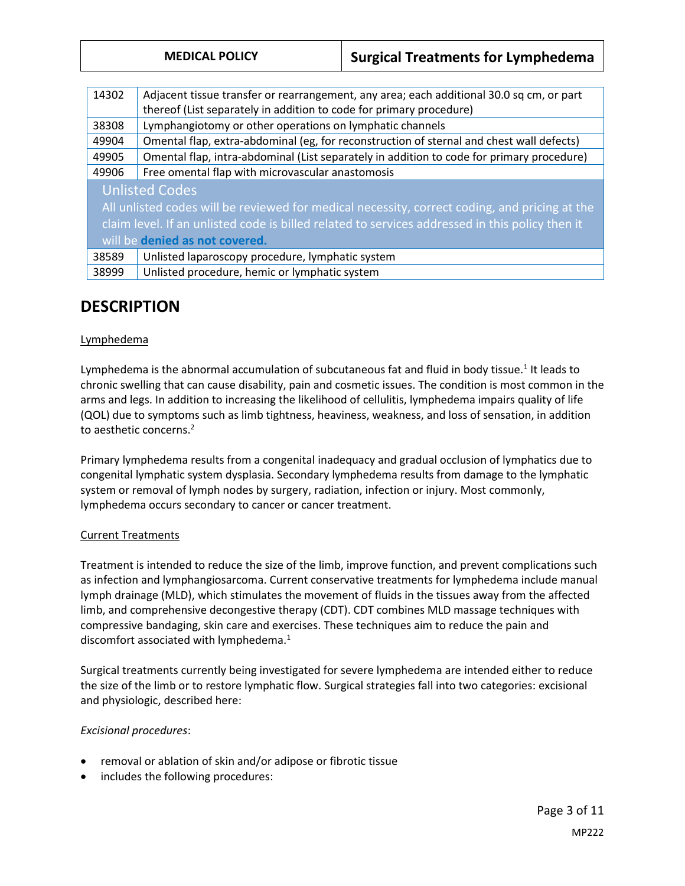| | |
|---|---|
| 14302 | Adjacent tissue transfer or rearrangement, any area; each additional 30.0 sq cm, or part thereof (List separately in addition to code for primary procedure) |
| 38308 | Lymphangiotomy or other operations on lymphatic channels |
| 49904 | Omental flap, extra-abdominal (eg, for reconstruction of sternal and chest wall defects) |
| 49905 | Omental flap, intra-abdominal (List separately in addition to code for primary procedure) |
| 49906 | Free omental flap with microvascular anastomosis |
| **Unlisted Codes**<br>All unlisted codes will be reviewed for medical necessity, correct coding, and pricing at the claim level. If an unlisted code is billed related to services addressed in this policy then it will be **denied as not covered.** | |
| 38589 | Unlisted laparoscopy procedure, lymphatic system |
| 38999 | Unlisted procedure, hemic or lymphatic system |

## DESCRIPTION

Lymphedema

Lymphedema is the abnormal accumulation of subcutaneous fat and fluid in body tissue.[1] It leads to chronic swelling that can cause disability, pain and cosmetic issues. The condition is most common in the arms and legs. In addition to increasing the likelihood of cellulitis, lymphedema impairs quality of life (QOL) due to symptoms such as limb tightness, heaviness, weakness, and loss of sensation, in addition to aesthetic concerns.[2]

Primary lymphedema results from a congenital inadequacy and gradual occlusion of lymphatics due to congenital lymphatic system dysplasia. Secondary lymphedema results from damage to the lymphatic system or removal of lymph nodes by surgery, radiation, infection or injury. Most commonly, lymphedema occurs secondary to cancer or cancer treatment.

Current Treatments

Treatment is intended to reduce the size of the limb, improve function, and prevent complications such as infection and lymphangiosarcoma. Current conservative treatments for lymphedema include manual lymph drainage (MLD), which stimulates the movement of fluids in the tissues away from the affected limb, and comprehensive decongestive therapy (CDT). CDT combines MLD massage techniques with compressive bandaging, skin care and exercises. These techniques aim to reduce the pain and discomfort associated with lymphedema.[1]

Surgical treatments currently being investigated for severe lymphedema are intended either to reduce the size of the limb or to restore lymphatic flow. Surgical strategies fall into two categories: excisional and physiologic, described here:

*Excisional procedures*:

- removal or ablation of skin and/or adipose or fibrotic tissue
- includes the following procedures: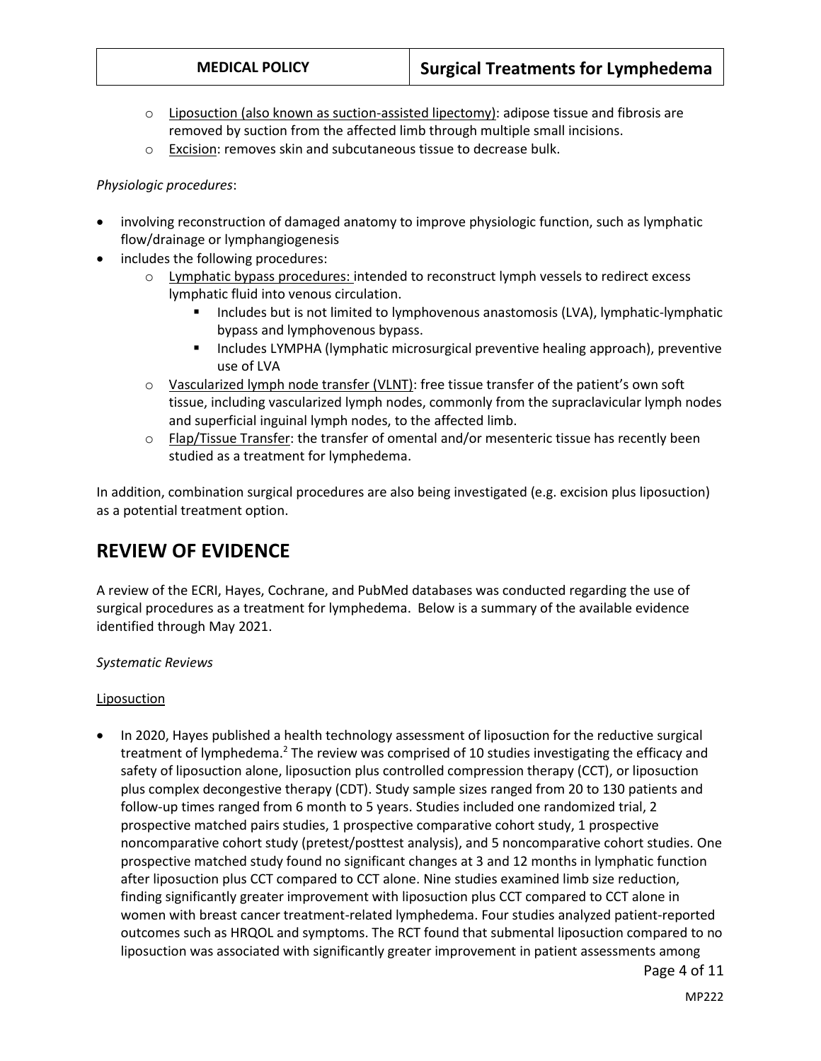- Liposuction (also known as suction-assisted lipectomy): adipose tissue and fibrosis are removed by suction from the affected limb through multiple small incisions.
    - Excision: removes skin and subcutaneous tissue to decrease bulk.

*Physiologic procedures*:

- involving reconstruction of damaged anatomy to improve physiologic function, such as lymphatic flow/drainage or lymphangiogenesis
- includes the following procedures:
    - Lymphatic bypass procedures: intended to reconstruct lymph vessels to redirect excess lymphatic fluid into venous circulation.
        - Includes but is not limited to lymphovenous anastomosis (LVA), lymphatic-lymphatic bypass and lymphovenous bypass.
        - Includes LYMPHA (lymphatic microsurgical preventive healing approach), preventive use of LVA
    - Vascularized lymph node transfer (VLNT): free tissue transfer of the patient's own soft tissue, including vascularized lymph nodes, commonly from the supraclavicular lymph nodes and superficial inguinal lymph nodes, to the affected limb.
    - Flap/Tissue Transfer: the transfer of omental and/or mesenteric tissue has recently been studied as a treatment for lymphedema.

In addition, combination surgical procedures are also being investigated (e.g. excision plus liposuction) as a potential treatment option.

# REVIEW OF EVIDENCE

A review of the ECRI, Hayes, Cochrane, and PubMed databases was conducted regarding the use of surgical procedures as a treatment for lymphedema. Below is a summary of the available evidence identified through May 2021.

*Systematic Reviews*

Liposuction

- In 2020, Hayes published a health technology assessment of liposuction for the reductive surgical treatment of lymphedema.[2] The review was comprised of 10 studies investigating the efficacy and safety of liposuction alone, liposuction plus controlled compression therapy (CCT), or liposuction plus complex decongestive therapy (CDT). Study sample sizes ranged from 20 to 130 patients and follow-up times ranged from 6 month to 5 years. Studies included one randomized trial, 2 prospective matched pairs studies, 1 prospective comparative cohort study, 1 prospective noncomparative cohort study (pretest/posttest analysis), and 5 noncomparative cohort studies. One prospective matched study found no significant changes at 3 and 12 months in lymphatic function after liposuction plus CCT compared to CCT alone. Nine studies examined limb size reduction, finding significantly greater improvement with liposuction plus CCT compared to CCT alone in women with breast cancer treatment-related lymphedema. Four studies analyzed patient-reported outcomes such as HRQOL and symptoms. The RCT found that submental liposuction compared to no liposuction was associated with significantly greater improvement in patient assessments among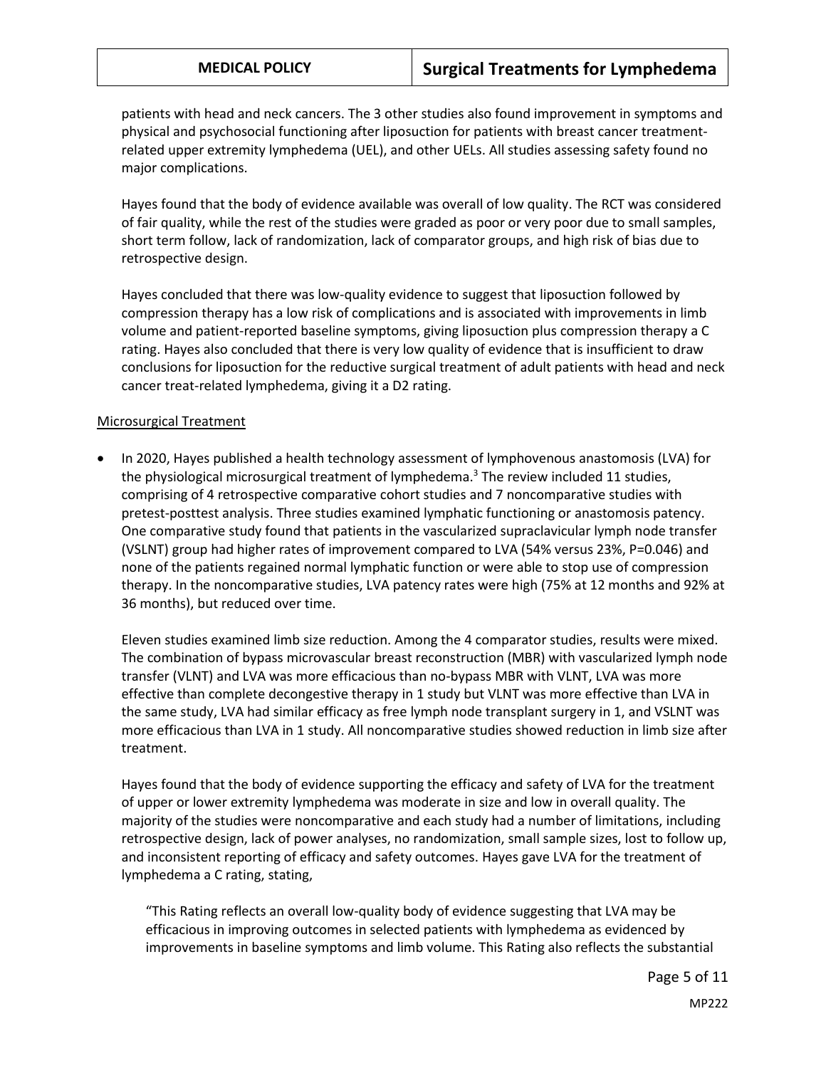patients with head and neck cancers. The 3 other studies also found improvement in symptoms and physical and psychosocial functioning after liposuction for patients with breast cancer treatment-related upper extremity lymphedema (UEL), and other UELs. All studies assessing safety found no major complications.

Hayes found that the body of evidence available was overall of low quality. The RCT was considered of fair quality, while the rest of the studies were graded as poor or very poor due to small samples, short term follow, lack of randomization, lack of comparator groups, and high risk of bias due to retrospective design.

Hayes concluded that there was low-quality evidence to suggest that liposuction followed by compression therapy has a low risk of complications and is associated with improvements in limb volume and patient-reported baseline symptoms, giving liposuction plus compression therapy a C rating. Hayes also concluded that there is very low quality of evidence that is insufficient to draw conclusions for liposuction for the reductive surgical treatment of adult patients with head and neck cancer treat-related lymphedema, giving it a D2 rating.

<u>Microsurgical Treatment</u>

- In 2020, Hayes published a health technology assessment of lymphovenous anastomosis (LVA) for the physiological microsurgical treatment of lymphedema.[3] The review included 11 studies, comprising of 4 retrospective comparative cohort studies and 7 noncomparative studies with pretest-posttest analysis. Three studies examined lymphatic functioning or anastomosis patency. One comparative study found that patients in the vascularized supraclavicular lymph node transfer (VSLNT) group had higher rates of improvement compared to LVA (54% versus 23%, P=0.046) and none of the patients regained normal lymphatic function or were able to stop use of compression therapy. In the noncomparative studies, LVA patency rates were high (75% at 12 months and 92% at 36 months), but reduced over time.

  Eleven studies examined limb size reduction. Among the 4 comparator studies, results were mixed. The combination of bypass microvascular breast reconstruction (MBR) with vascularized lymph node transfer (VLNT) and LVA was more efficacious than no-bypass MBR with VLNT, LVA was more effective than complete decongestive therapy in 1 study but VLNT was more effective than LVA in the same study, LVA had similar efficacy as free lymph node transplant surgery in 1, and VSLNT was more efficacious than LVA in 1 study. All noncomparative studies showed reduction in limb size after treatment.

  Hayes found that the body of evidence supporting the efficacy and safety of LVA for the treatment of upper or lower extremity lymphedema was moderate in size and low in overall quality. The majority of the studies were noncomparative and each study had a number of limitations, including retrospective design, lack of power analyses, no randomization, small sample sizes, lost to follow up, and inconsistent reporting of efficacy and safety outcomes. Hayes gave LVA for the treatment of lymphedema a C rating, stating,

  > "This Rating reflects an overall low-quality body of evidence suggesting that LVA may be efficacious in improving outcomes in selected patients with lymphedema as evidenced by improvements in baseline symptoms and limb volume. This Rating also reflects the substantial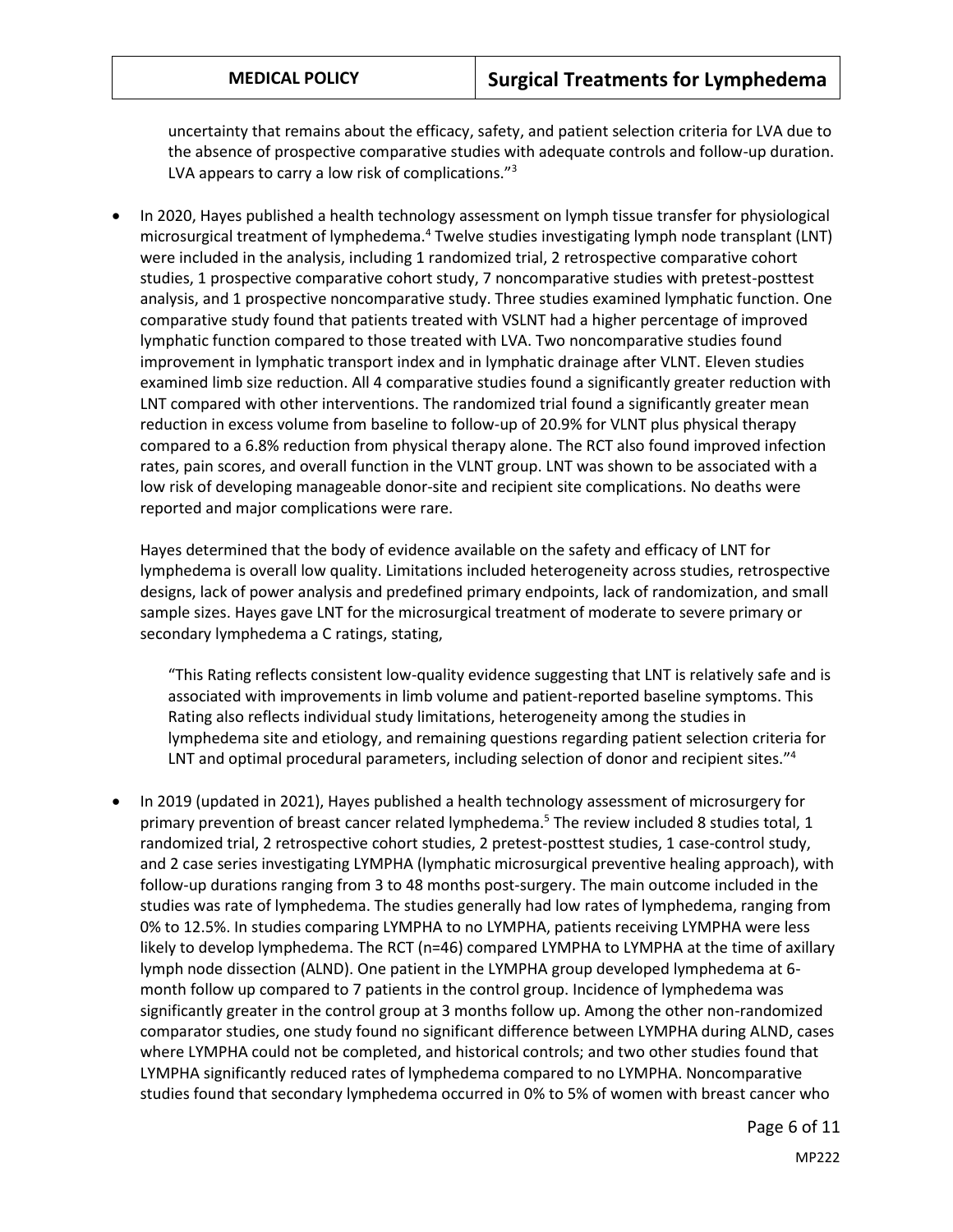uncertainty that remains about the efficacy, safety, and patient selection criteria for LVA due to the absence of prospective comparative studies with adequate controls and follow-up duration. LVA appears to carry a low risk of complications."[3]

- In 2020, Hayes published a health technology assessment on lymph tissue transfer for physiological microsurgical treatment of lymphedema.[4] Twelve studies investigating lymph node transplant (LNT) were included in the analysis, including 1 randomized trial, 2 retrospective comparative cohort studies, 1 prospective comparative cohort study, 7 noncomparative studies with pretest-posttest analysis, and 1 prospective noncomparative study. Three studies examined lymphatic function. One comparative study found that patients treated with VSLNT had a higher percentage of improved lymphatic function compared to those treated with LVA. Two noncomparative studies found improvement in lymphatic transport index and in lymphatic drainage after VLNT. Eleven studies examined limb size reduction. All 4 comparative studies found a significantly greater reduction with LNT compared with other interventions. The randomized trial found a significantly greater mean reduction in excess volume from baseline to follow-up of 20.9% for VLNT plus physical therapy compared to a 6.8% reduction from physical therapy alone. The RCT also found improved infection rates, pain scores, and overall function in the VLNT group. LNT was shown to be associated with a low risk of developing manageable donor-site and recipient site complications. No deaths were reported and major complications were rare.

  Hayes determined that the body of evidence available on the safety and efficacy of LNT for lymphedema is overall low quality. Limitations included heterogeneity across studies, retrospective designs, lack of power analysis and predefined primary endpoints, lack of randomization, and small sample sizes. Hayes gave LNT for the microsurgical treatment of moderate to severe primary or secondary lymphedema a C ratings, stating,

  > "This Rating reflects consistent low-quality evidence suggesting that LNT is relatively safe and is associated with improvements in limb volume and patient-reported baseline symptoms. This Rating also reflects individual study limitations, heterogeneity among the studies in lymphedema site and etiology, and remaining questions regarding patient selection criteria for LNT and optimal procedural parameters, including selection of donor and recipient sites."[4]

- In 2019 (updated in 2021), Hayes published a health technology assessment of microsurgery for primary prevention of breast cancer related lymphedema.[5] The review included 8 studies total, 1 randomized trial, 2 retrospective cohort studies, 2 pretest-posttest studies, 1 case-control study, and 2 case series investigating LYMPHA (lymphatic microsurgical preventive healing approach), with follow-up durations ranging from 3 to 48 months post-surgery. The main outcome included in the studies was rate of lymphedema. The studies generally had low rates of lymphedema, ranging from 0% to 12.5%. In studies comparing LYMPHA to no LYMPHA, patients receiving LYMPHA were less likely to develop lymphedema. The RCT (n=46) compared LYMPHA to LYMPHA at the time of axillary lymph node dissection (ALND). One patient in the LYMPHA group developed lymphedema at 6-month follow up compared to 7 patients in the control group. Incidence of lymphedema was significantly greater in the control group at 3 months follow up. Among the other non-randomized comparator studies, one study found no significant difference between LYMPHA during ALND, cases where LYMPHA could not be completed, and historical controls; and two other studies found that LYMPHA significantly reduced rates of lymphedema compared to no LYMPHA. Noncomparative studies found that secondary lymphedema occurred in 0% to 5% of women with breast cancer who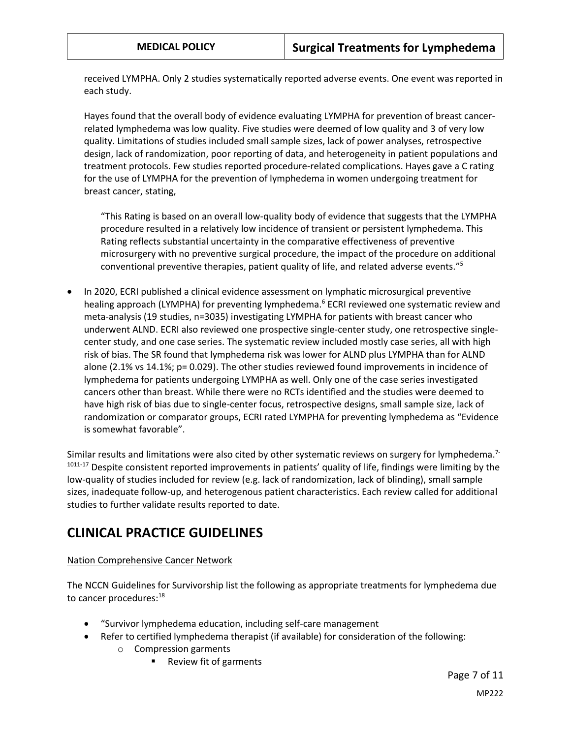received LYMPHA. Only 2 studies systematically reported adverse events. One event was reported in each study.

Hayes found that the overall body of evidence evaluating LYMPHA for prevention of breast cancer-related lymphedema was low quality. Five studies were deemed of low quality and 3 of very low quality. Limitations of studies included small sample sizes, lack of power analyses, retrospective design, lack of randomization, poor reporting of data, and heterogeneity in patient populations and treatment protocols. Few studies reported procedure-related complications. Hayes gave a C rating for the use of LYMPHA for the prevention of lymphedema in women undergoing treatment for breast cancer, stating,

> "This Rating is based on an overall low-quality body of evidence that suggests that the LYMPHA procedure resulted in a relatively low incidence of transient or persistent lymphedema. This Rating reflects substantial uncertainty in the comparative effectiveness of preventive microsurgery with no preventive surgical procedure, the impact of the procedure on additional conventional preventive therapies, patient quality of life, and related adverse events."[5]

- In 2020, ECRI published a clinical evidence assessment on lymphatic microsurgical preventive healing approach (LYMPHA) for preventing lymphedema.[6] ECRI reviewed one systematic review and meta-analysis (19 studies, n=3035) investigating LYMPHA for patients with breast cancer who underwent ALND. ECRI also reviewed one prospective single-center study, one retrospective single-center study, and one case series. The systematic review included mostly case series, all with high risk of bias. The SR found that lymphedema risk was lower for ALND plus LYMPHA than for ALND alone (2.1% vs 14.1%; p= 0.029). The other studies reviewed found improvements in incidence of lymphedema for patients undergoing LYMPHA as well. Only one of the case series investigated cancers other than breast. While there were no RCTs identified and the studies were deemed to have high risk of bias due to single-center focus, retrospective designs, small sample size, lack of randomization or comparator groups, ECRI rated LYMPHA for preventing lymphedema as "Evidence is somewhat favorable".

Similar results and limitations were also cited by other systematic reviews on surgery for lymphedema.[7-1011-17] Despite consistent reported improvements in patients' quality of life, findings were limiting by the low-quality of studies included for review (e.g. lack of randomization, lack of blinding), small sample sizes, inadequate follow-up, and heterogenous patient characteristics. Each review called for additional studies to further validate results reported to date.

# CLINICAL PRACTICE GUIDELINES

<u>Nation Comprehensive Cancer Network</u>

The NCCN Guidelines for Survivorship list the following as appropriate treatments for lymphedema due to cancer procedures:[18]

- "Survivor lymphedema education, including self-care management
- Refer to certified lymphedema therapist (if available) for consideration of the following:
  - Compression garments
    - Review fit of garments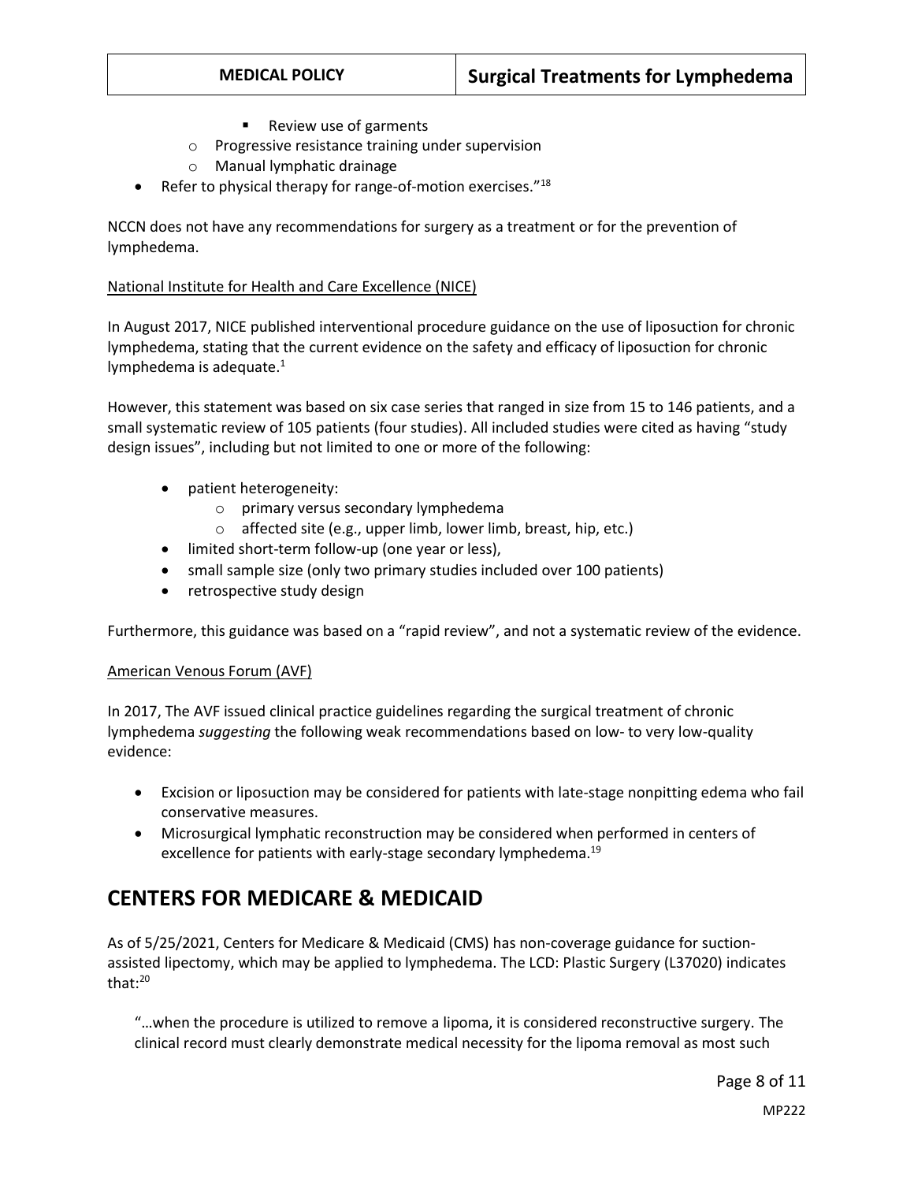- Review use of garments
    - Progressive resistance training under supervision
    - Manual lymphatic drainage
- Refer to physical therapy for range-of-motion exercises."[18]

NCCN does not have any recommendations for surgery as a treatment or for the prevention of lymphedema.

National Institute for Health and Care Excellence (NICE)

In August 2017, NICE published interventional procedure guidance on the use of liposuction for chronic lymphedema, stating that the current evidence on the safety and efficacy of liposuction for chronic lymphedema is adequate.[1]

However, this statement was based on six case series that ranged in size from 15 to 146 patients, and a small systematic review of 105 patients (four studies). All included studies were cited as having "study design issues", including but not limited to one or more of the following:

- patient heterogeneity:
    - primary versus secondary lymphedema
    - affected site (e.g., upper limb, lower limb, breast, hip, etc.)
- limited short-term follow-up (one year or less),
- small sample size (only two primary studies included over 100 patients)
- retrospective study design

Furthermore, this guidance was based on a "rapid review", and not a systematic review of the evidence.

American Venous Forum (AVF)

In 2017, The AVF issued clinical practice guidelines regarding the surgical treatment of chronic lymphedema *suggesting* the following weak recommendations based on low- to very low-quality evidence:

- Excision or liposuction may be considered for patients with late-stage nonpitting edema who fail conservative measures.
- Microsurgical lymphatic reconstruction may be considered when performed in centers of excellence for patients with early-stage secondary lymphedema.[19]

## CENTERS FOR MEDICARE & MEDICAID

As of 5/25/2021, Centers for Medicare & Medicaid (CMS) has non-coverage guidance for suction-assisted lipectomy, which may be applied to lymphedema. The LCD: Plastic Surgery (L37020) indicates that:[20]

"…when the procedure is utilized to remove a lipoma, it is considered reconstructive surgery. The clinical record must clearly demonstrate medical necessity for the lipoma removal as most such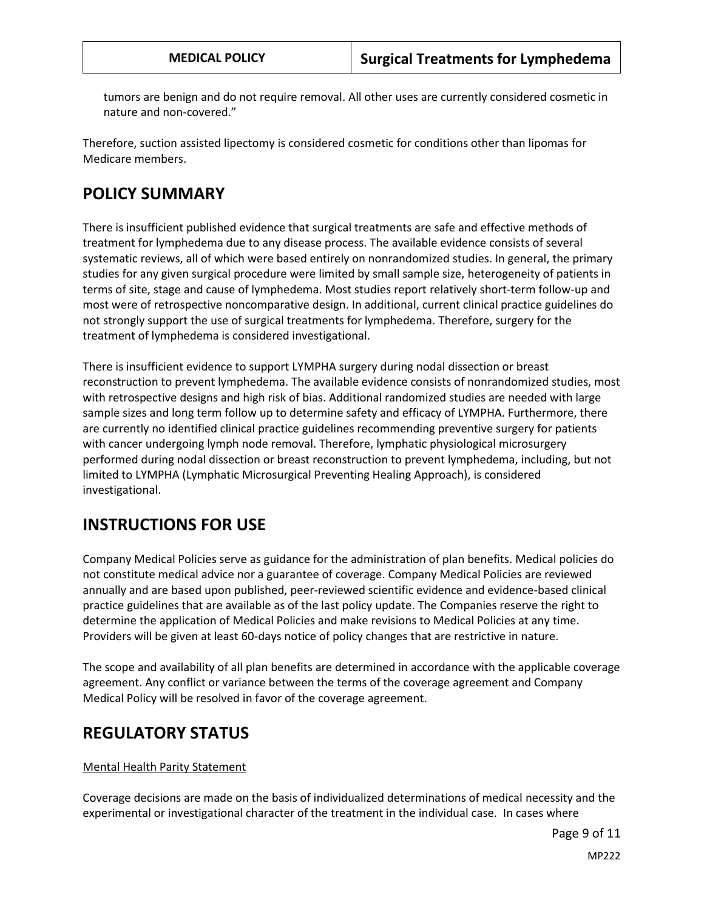tumors are benign and do not require removal. All other uses are currently considered cosmetic in nature and non-covered."

Therefore, suction assisted lipectomy is considered cosmetic for conditions other than lipomas for Medicare members.

# POLICY SUMMARY

There is insufficient published evidence that surgical treatments are safe and effective methods of treatment for lymphedema due to any disease process. The available evidence consists of several systematic reviews, all of which were based entirely on nonrandomized studies. In general, the primary studies for any given surgical procedure were limited by small sample size, heterogeneity of patients in terms of site, stage and cause of lymphedema. Most studies report relatively short-term follow-up and most were of retrospective noncomparative design. In additional, current clinical practice guidelines do not strongly support the use of surgical treatments for lymphedema. Therefore, surgery for the treatment of lymphedema is considered investigational.

There is insufficient evidence to support LYMPHA surgery during nodal dissection or breast reconstruction to prevent lymphedema. The available evidence consists of nonrandomized studies, most with retrospective designs and high risk of bias. Additional randomized studies are needed with large sample sizes and long term follow up to determine safety and efficacy of LYMPHA. Furthermore, there are currently no identified clinical practice guidelines recommending preventive surgery for patients with cancer undergoing lymph node removal. Therefore, lymphatic physiological microsurgery performed during nodal dissection or breast reconstruction to prevent lymphedema, including, but not limited to LYMPHA (Lymphatic Microsurgical Preventing Healing Approach), is considered investigational.

# INSTRUCTIONS FOR USE

Company Medical Policies serve as guidance for the administration of plan benefits. Medical policies do not constitute medical advice nor a guarantee of coverage. Company Medical Policies are reviewed annually and are based upon published, peer-reviewed scientific evidence and evidence-based clinical practice guidelines that are available as of the last policy update. The Companies reserve the right to determine the application of Medical Policies and make revisions to Medical Policies at any time. Providers will be given at least 60-days notice of policy changes that are restrictive in nature.

The scope and availability of all plan benefits are determined in accordance with the applicable coverage agreement. Any conflict or variance between the terms of the coverage agreement and Company Medical Policy will be resolved in favor of the coverage agreement.

# REGULATORY STATUS

Mental Health Parity Statement

Coverage decisions are made on the basis of individualized determinations of medical necessity and the experimental or investigational character of the treatment in the individual case. In cases where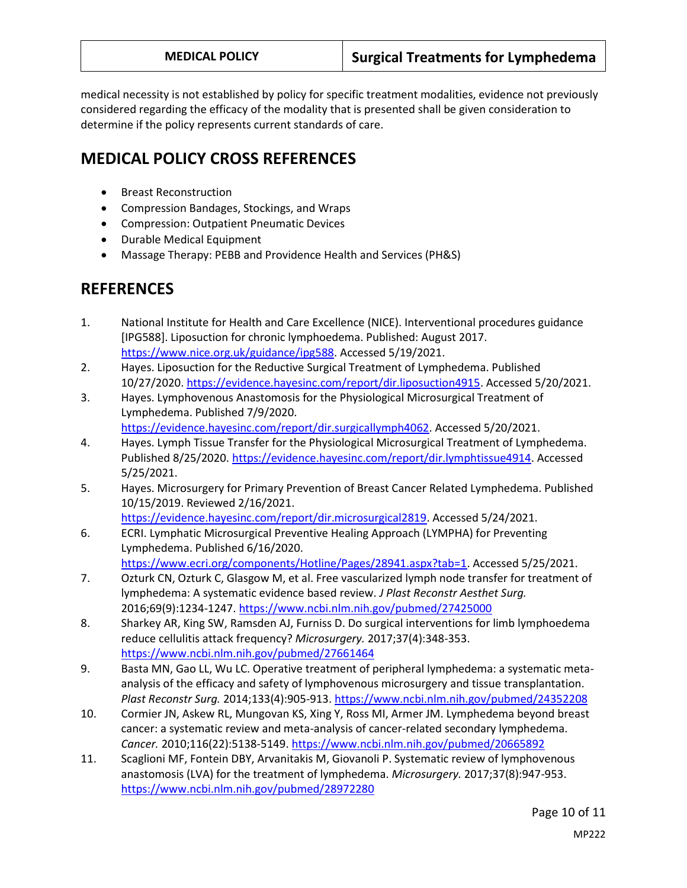medical necessity is not established by policy for specific treatment modalities, evidence not previously considered regarding the efficacy of the modality that is presented shall be given consideration to determine if the policy represents current standards of care.

## MEDICAL POLICY CROSS REFERENCES

- Breast Reconstruction
- Compression Bandages, Stockings, and Wraps
- Compression: Outpatient Pneumatic Devices
- Durable Medical Equipment
- Massage Therapy: PEBB and Providence Health and Services (PH&S)

## REFERENCES

1. National Institute for Health and Care Excellence (NICE). Interventional procedures guidance [IPG588]. Liposuction for chronic lymphoedema. Published: August 2017. https://www.nice.org.uk/guidance/ipg588. Accessed 5/19/2021.
2. Hayes. Liposuction for the Reductive Surgical Treatment of Lymphedema. Published 10/27/2020. https://evidence.hayesinc.com/report/dir.liposuction4915. Accessed 5/20/2021.
3. Hayes. Lymphovenous Anastomosis for the Physiological Microsurgical Treatment of Lymphedema. Published 7/9/2020. https://evidence.hayesinc.com/report/dir.surgicallymph4062. Accessed 5/20/2021.
4. Hayes. Lymph Tissue Transfer for the Physiological Microsurgical Treatment of Lymphedema. Published 8/25/2020. https://evidence.hayesinc.com/report/dir.lymphtissue4914. Accessed 5/25/2021.
5. Hayes. Microsurgery for Primary Prevention of Breast Cancer Related Lymphedema. Published 10/15/2019. Reviewed 2/16/2021. https://evidence.hayesinc.com/report/dir.microsurgical2819. Accessed 5/24/2021.
6. ECRI. Lymphatic Microsurgical Preventive Healing Approach (LYMPHA) for Preventing Lymphedema. Published 6/16/2020. https://www.ecri.org/components/Hotline/Pages/28941.aspx?tab=1. Accessed 5/25/2021.
7. Ozturk CN, Ozturk C, Glasgow M, et al. Free vascularized lymph node transfer for treatment of lymphedema: A systematic evidence based review. *J Plast Reconstr Aesthet Surg.* 2016;69(9):1234-1247. https://www.ncbi.nlm.nih.gov/pubmed/27425000
8. Sharkey AR, King SW, Ramsden AJ, Furniss D. Do surgical interventions for limb lymphoedema reduce cellulitis attack frequency? *Microsurgery.* 2017;37(4):348-353. https://www.ncbi.nlm.nih.gov/pubmed/27661464
9. Basta MN, Gao LL, Wu LC. Operative treatment of peripheral lymphedema: a systematic meta-analysis of the efficacy and safety of lymphovenous microsurgery and tissue transplantation. *Plast Reconstr Surg.* 2014;133(4):905-913. https://www.ncbi.nlm.nih.gov/pubmed/24352208
10. Cormier JN, Askew RL, Mungovan KS, Xing Y, Ross MI, Armer JM. Lymphedema beyond breast cancer: a systematic review and meta-analysis of cancer-related secondary lymphedema. *Cancer.* 2010;116(22):5138-5149. https://www.ncbi.nlm.nih.gov/pubmed/20665892
11. Scaglioni MF, Fontein DBY, Arvanitakis M, Giovanoli P. Systematic review of lymphovenous anastomosis (LVA) for the treatment of lymphedema. *Microsurgery.* 2017;37(8):947-953. https://www.ncbi.nlm.nih.gov/pubmed/28972280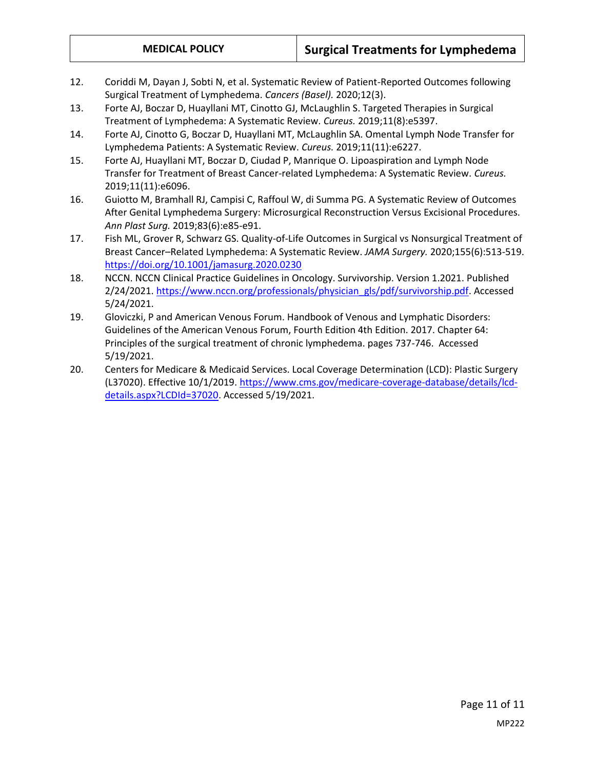12. Coriddi M, Dayan J, Sobti N, et al. Systematic Review of Patient-Reported Outcomes following Surgical Treatment of Lymphedema. *Cancers (Basel).* 2020;12(3).
13. Forte AJ, Boczar D, Huayllani MT, Cinotto GJ, McLaughlin S. Targeted Therapies in Surgical Treatment of Lymphedema: A Systematic Review. *Cureus.* 2019;11(8):e5397.
14. Forte AJ, Cinotto G, Boczar D, Huayllani MT, McLaughlin SA. Omental Lymph Node Transfer for Lymphedema Patients: A Systematic Review. *Cureus.* 2019;11(11):e6227.
15. Forte AJ, Huayllani MT, Boczar D, Ciudad P, Manrique O. Lipoaspiration and Lymph Node Transfer for Treatment of Breast Cancer-related Lymphedema: A Systematic Review. *Cureus.* 2019;11(11):e6096.
16. Guiotto M, Bramhall RJ, Campisi C, Raffoul W, di Summa PG. A Systematic Review of Outcomes After Genital Lymphedema Surgery: Microsurgical Reconstruction Versus Excisional Procedures. *Ann Plast Surg.* 2019;83(6):e85-e91.
17. Fish ML, Grover R, Schwarz GS. Quality-of-Life Outcomes in Surgical vs Nonsurgical Treatment of Breast Cancer–Related Lymphedema: A Systematic Review. *JAMA Surgery.* 2020;155(6):513-519. https://doi.org/10.1001/jamasurg.2020.0230
18. NCCN. NCCN Clinical Practice Guidelines in Oncology. Survivorship. Version 1.2021. Published 2/24/2021. https://www.nccn.org/professionals/physician_gls/pdf/survivorship.pdf. Accessed 5/24/2021.
19. Gloviczki, P and American Venous Forum. Handbook of Venous and Lymphatic Disorders: Guidelines of the American Venous Forum, Fourth Edition 4th Edition. 2017. Chapter 64: Principles of the surgical treatment of chronic lymphedema. pages 737-746. Accessed 5/19/2021.
20. Centers for Medicare & Medicaid Services. Local Coverage Determination (LCD): Plastic Surgery (L37020). Effective 10/1/2019. https://www.cms.gov/medicare-coverage-database/details/lcd-details.aspx?LCDId=37020. Accessed 5/19/2021.